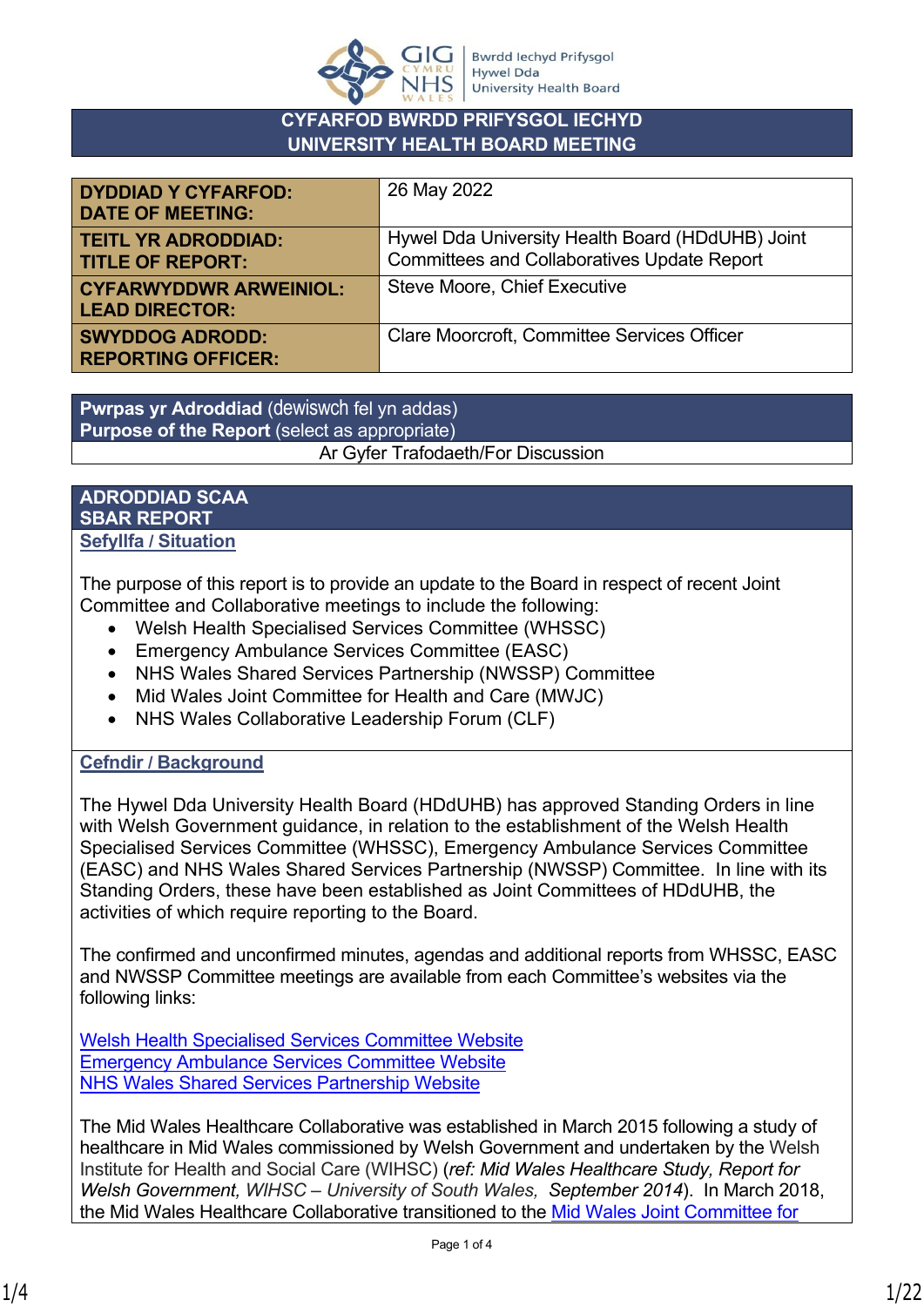# CYFARFOD BWRDD PRIFYSGOL IECHYD
# UNIVERSITY HEALTH BOARD MEETING

| | |
|---|---|
| **DYDDIAD Y CYFARFOD:**<br>**DATE OF MEETING:** | 26 May 2022 |
| **TEITL YR ADRODDIAD:**<br>**TITLE OF REPORT:** | Hywel Dda University Health Board (HDdUHB) Joint Committees and Collaboratives Update Report |
| **CYFARWYDDWR ARWEINIOL:**<br>**LEAD DIRECTOR:** | Steve Moore, Chief Executive |
| **SWYDDOG ADRODD:**<br>**REPORTING OFFICER:** | Clare Moorcroft, Committee Services Officer |

| **Pwrpas yr Adroddiad** (dewiswch fel yn addas)<br>**Purpose of the Report** (select as appropriate) |
|---|
| Ar Gyfer Trafodaeth/For Discussion |

## ADRODDIAD SCAA
## SBAR REPORT

### Sefyllfa / Situation

The purpose of this report is to provide an update to the Board in respect of recent Joint Committee and Collaborative meetings to include the following:

- Welsh Health Specialised Services Committee (WHSSC)
- Emergency Ambulance Services Committee (EASC)
- NHS Wales Shared Services Partnership (NWSSP) Committee
- Mid Wales Joint Committee for Health and Care (MWJC)
- NHS Wales Collaborative Leadership Forum (CLF)

### Cefndir / Background

The Hywel Dda University Health Board (HDdUHB) has approved Standing Orders in line with Welsh Government guidance, in relation to the establishment of the Welsh Health Specialised Services Committee (WHSSC), Emergency Ambulance Services Committee (EASC) and NHS Wales Shared Services Partnership (NWSSP) Committee. In line with its Standing Orders, these have been established as Joint Committees of HDdUHB, the activities of which require reporting to the Board.

The confirmed and unconfirmed minutes, agendas and additional reports from WHSSC, EASC and NWSSP Committee meetings are available from each Committee's websites via the following links:

Welsh Health Specialised Services Committee Website
Emergency Ambulance Services Committee Website
NHS Wales Shared Services Partnership Website

The Mid Wales Healthcare Collaborative was established in March 2015 following a study of healthcare in Mid Wales commissioned by Welsh Government and undertaken by the Welsh Institute for Health and Social Care (WIHSC) (*ref: Mid Wales Healthcare Study, Report for Welsh Government, WIHSC – University of South Wales, September 2014*). In March 2018, the Mid Wales Healthcare Collaborative transitioned to the Mid Wales Joint Committee for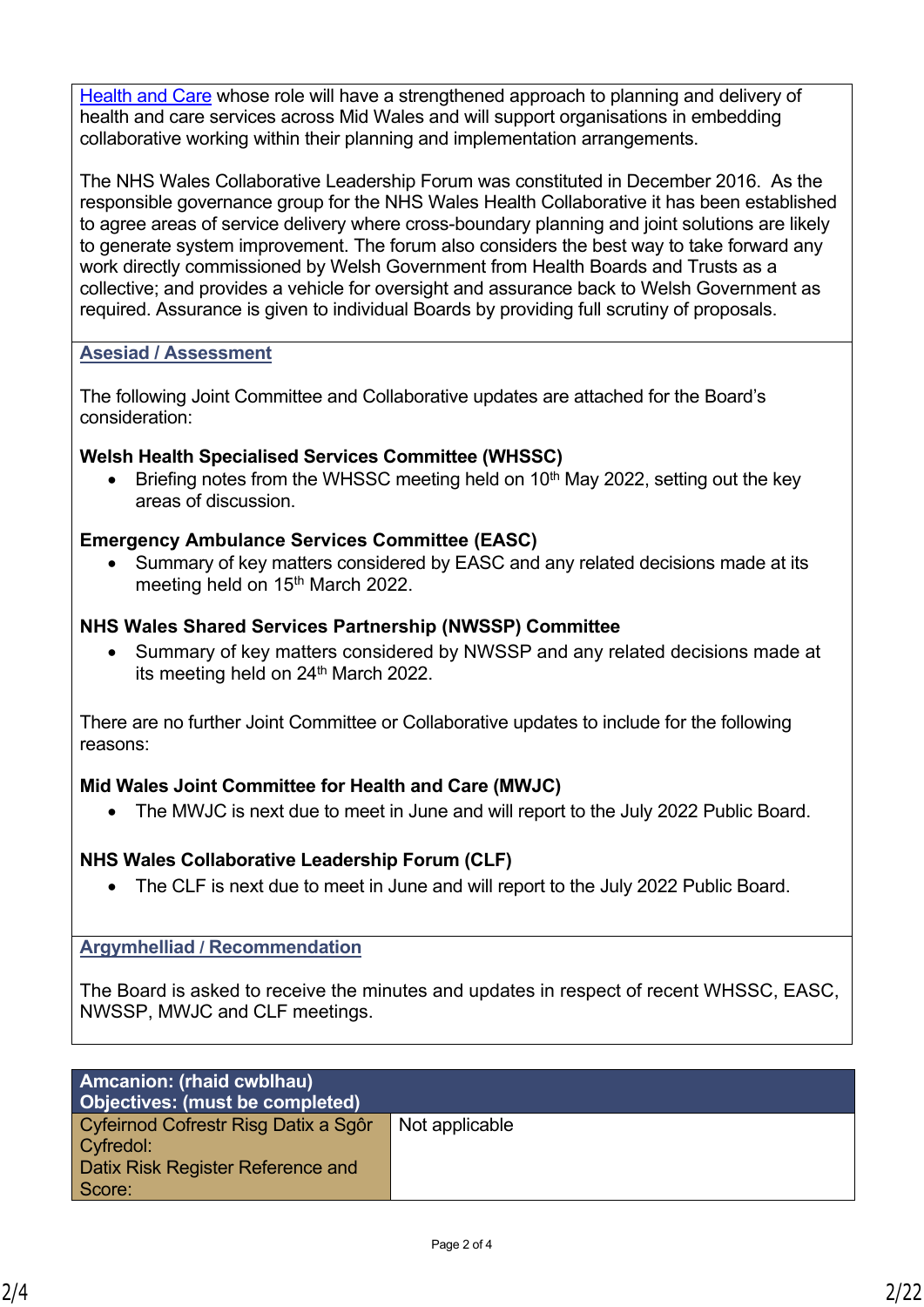Health and Care whose role will have a strengthened approach to planning and delivery of health and care services across Mid Wales and will support organisations in embedding collaborative working within their planning and implementation arrangements.

The NHS Wales Collaborative Leadership Forum was constituted in December 2016. As the responsible governance group for the NHS Wales Health Collaborative it has been established to agree areas of service delivery where cross-boundary planning and joint solutions are likely to generate system improvement. The forum also considers the best way to take forward any work directly commissioned by Welsh Government from Health Boards and Trusts as a collective; and provides a vehicle for oversight and assurance back to Welsh Government as required. Assurance is given to individual Boards by providing full scrutiny of proposals.

## Asesiad / Assessment

The following Joint Committee and Collaborative updates are attached for the Board's consideration:

**Welsh Health Specialised Services Committee (WHSSC)**

- Briefing notes from the WHSSC meeting held on 10th May 2022, setting out the key areas of discussion.

**Emergency Ambulance Services Committee (EASC)**

- Summary of key matters considered by EASC and any related decisions made at its meeting held on 15th March 2022.

**NHS Wales Shared Services Partnership (NWSSP) Committee**

- Summary of key matters considered by NWSSP and any related decisions made at its meeting held on 24th March 2022.

There are no further Joint Committee or Collaborative updates to include for the following reasons:

**Mid Wales Joint Committee for Health and Care (MWJC)**

- The MWJC is next due to meet in June and will report to the July 2022 Public Board.

**NHS Wales Collaborative Leadership Forum (CLF)**

- The CLF is next due to meet in June and will report to the July 2022 Public Board.

## Argymhelliad / Recommendation

The Board is asked to receive the minutes and updates in respect of recent WHSSC, EASC, NWSSP, MWJC and CLF meetings.

| Amcanion: (rhaid cwblhau) Objectives: (must be completed) | |
|---|---|
| Cyfeirnod Cofrestr Risg Datix a Sgôr Cyfredol: Datix Risk Register Reference and Score: | Not applicable |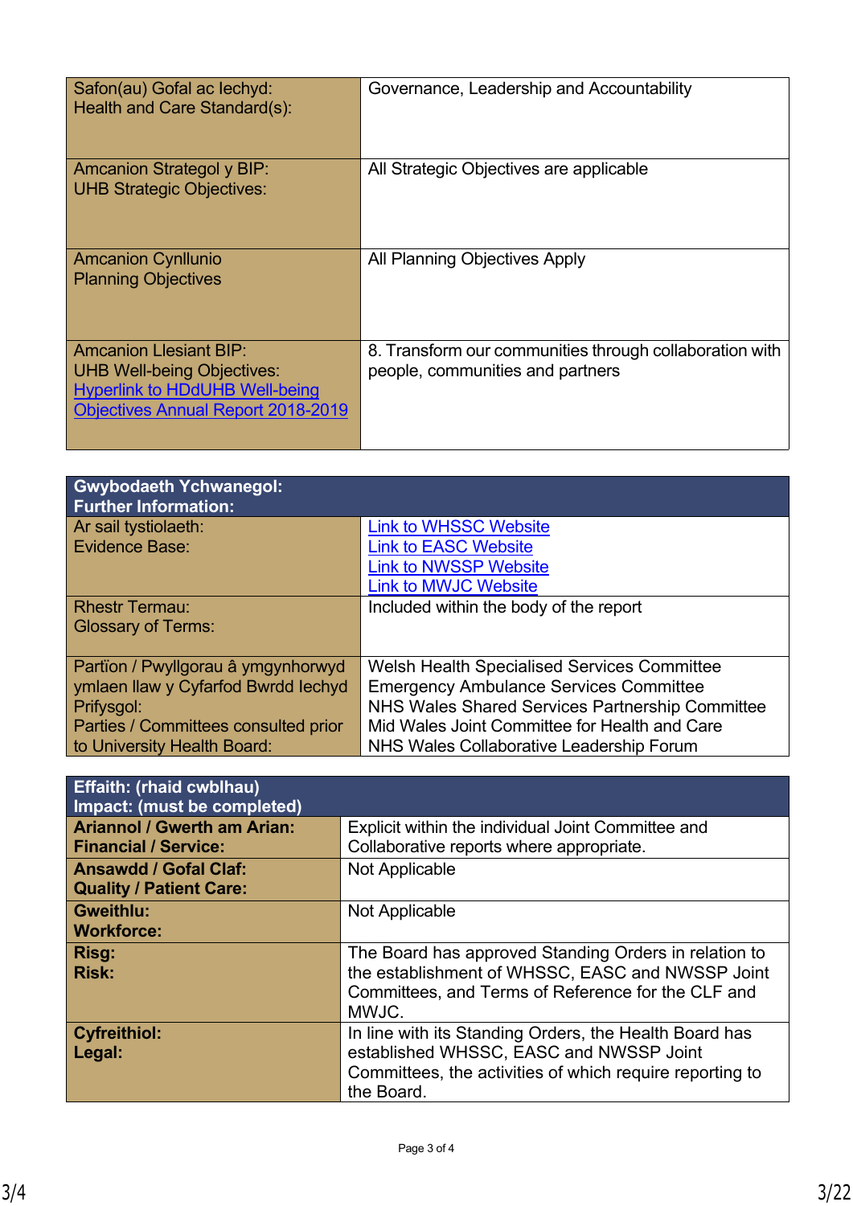| | |
|---|---|
| Safon(au) Gofal ac Iechyd:<br>Health and Care Standard(s): | Governance, Leadership and Accountability |
| Amcanion Strategol y BIP:<br>UHB Strategic Objectives: | All Strategic Objectives are applicable |
| Amcanion Cynllunio<br>Planning Objectives | All Planning Objectives Apply |
| Amcanion Llesiant BIP:<br>UHB Well-being Objectives:<br>Hyperlink to HDdUHB Well-being Objectives Annual Report 2018-2019 | 8. Transform our communities through collaboration with people, communities and partners |

| **Gwybodaeth Ychwanegol:<br>Further Information:** | |
|---|---|
| Ar sail tystiolaeth:<br>Evidence Base: | Link to WHSSC Website<br>Link to EASC Website<br>Link to NWSSP Website<br>Link to MWJC Website |
| Rhestr Termau:<br>Glossary of Terms: | Included within the body of the report |
| Partïon / Pwyllgorau â ymgynhorwyd ymlaen llaw y Cyfarfod Bwrdd Iechyd Prifysgol:<br>Parties / Committees consulted prior to University Health Board: | Welsh Health Specialised Services Committee<br>Emergency Ambulance Services Committee<br>NHS Wales Shared Services Partnership Committee<br>Mid Wales Joint Committee for Health and Care<br>NHS Wales Collaborative Leadership Forum |

| **Effaith: (rhaid cwblhau)<br>Impact: (must be completed)** | |
|---|---|
| **Ariannol / Gwerth am Arian:<br>Financial / Service:** | Explicit within the individual Joint Committee and Collaborative reports where appropriate. |
| **Ansawdd / Gofal Claf:<br>Quality / Patient Care:** | Not Applicable |
| **Gweithlu:<br>Workforce:** | Not Applicable |
| **Risg:<br>Risk:** | The Board has approved Standing Orders in relation to the establishment of WHSSC, EASC and NWSSP Joint Committees, and Terms of Reference for the CLF and MWJC. |
| **Cyfreithiol:<br>Legal:** | In line with its Standing Orders, the Health Board has established WHSSC, EASC and NWSSP Joint Committees, the activities of which require reporting to the Board. |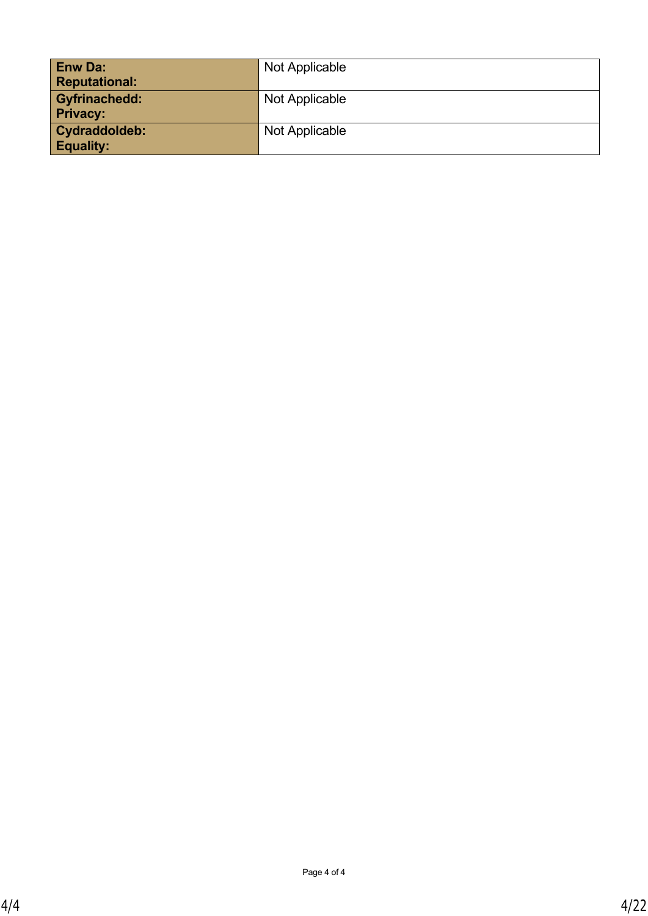| **Enw Da: Reputational:** | Not Applicable |
| --- | --- |
| **Gyfrinachedd: Privacy:** | Not Applicable |
| **Cydraddoldeb: Equality:** | Not Applicable |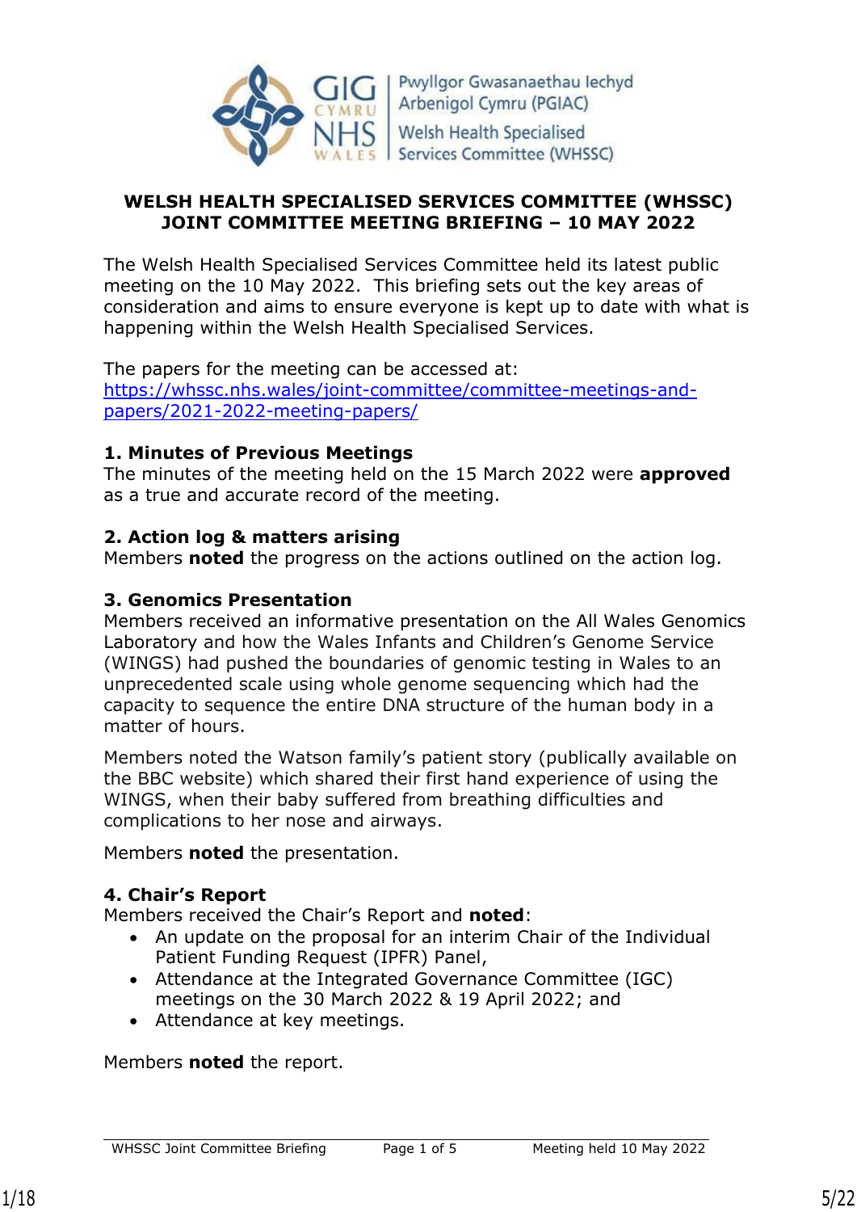Pwyllgor Gwasanaethau Iechyd Arbenigol Cymru (PGIAC)
Welsh Health Specialised Services Committee (WHSSC)

**WELSH HEALTH SPECIALISED SERVICES COMMITTEE (WHSSC)**
**JOINT COMMITTEE MEETING BRIEFING – 10 MAY 2022**

The Welsh Health Specialised Services Committee held its latest public meeting on the 10 May 2022. This briefing sets out the key areas of consideration and aims to ensure everyone is kept up to date with what is happening within the Welsh Health Specialised Services.

The papers for the meeting can be accessed at:
[https://whssc.nhs.wales/joint-committee/committee-meetings-and-papers/2021-2022-meeting-papers/](https://whssc.nhs.wales/joint-committee/committee-meetings-and-papers/2021-2022-meeting-papers/)

**1. Minutes of Previous Meetings**
The minutes of the meeting held on the 15 March 2022 were **approved** as a true and accurate record of the meeting.

**2. Action log & matters arising**
Members **noted** the progress on the actions outlined on the action log.

**3. Genomics Presentation**
Members received an informative presentation on the All Wales Genomics Laboratory and how the Wales Infants and Children's Genome Service (WINGS) had pushed the boundaries of genomic testing in Wales to an unprecedented scale using whole genome sequencing which had the capacity to sequence the entire DNA structure of the human body in a matter of hours.

Members noted the Watson family's patient story (publically available on the BBC website) which shared their first hand experience of using the WINGS, when their baby suffered from breathing difficulties and complications to her nose and airways.

Members **noted** the presentation.

**4. Chair's Report**
Members received the Chair's Report and **noted**:

- An update on the proposal for an interim Chair of the Individual Patient Funding Request (IPFR) Panel,
- Attendance at the Integrated Governance Committee (IGC) meetings on the 30 March 2022 & 19 April 2022; and
- Attendance at key meetings.

Members **noted** the report.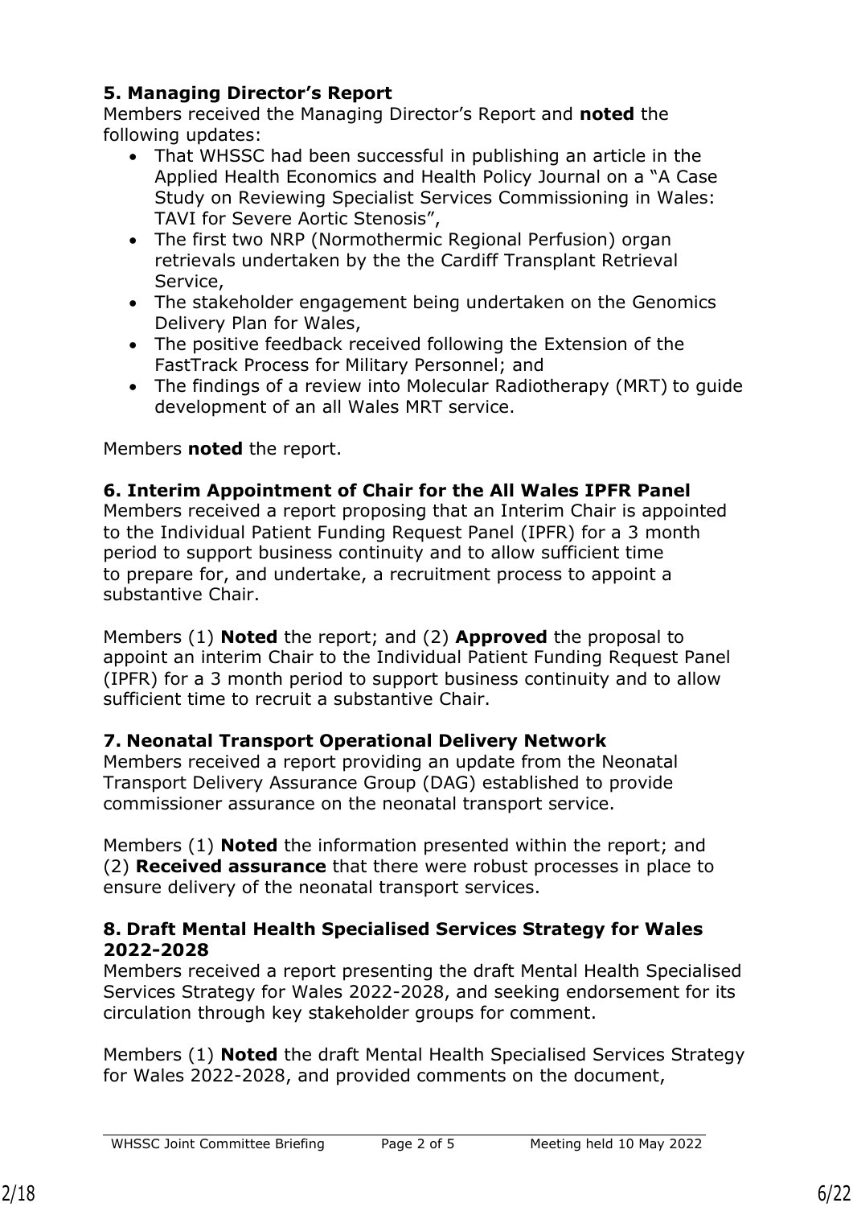**5. Managing Director's Report**

Members received the Managing Director's Report and **noted** the following updates:

- That WHSSC had been successful in publishing an article in the Applied Health Economics and Health Policy Journal on a "A Case Study on Reviewing Specialist Services Commissioning in Wales: TAVI for Severe Aortic Stenosis",
- The first two NRP (Normothermic Regional Perfusion) organ retrievals undertaken by the the Cardiff Transplant Retrieval Service,
- The stakeholder engagement being undertaken on the Genomics Delivery Plan for Wales,
- The positive feedback received following the Extension of the FastTrack Process for Military Personnel; and
- The findings of a review into Molecular Radiotherapy (MRT) to guide development of an all Wales MRT service.

Members **noted** the report.

**6. Interim Appointment of Chair for the All Wales IPFR Panel**

Members received a report proposing that an Interim Chair is appointed to the Individual Patient Funding Request Panel (IPFR) for a 3 month period to support business continuity and to allow sufficient time to prepare for, and undertake, a recruitment process to appoint a substantive Chair.

Members (1) **Noted** the report; and (2) **Approved** the proposal to appoint an interim Chair to the Individual Patient Funding Request Panel (IPFR) for a 3 month period to support business continuity and to allow sufficient time to recruit a substantive Chair.

**7. Neonatal Transport Operational Delivery Network**

Members received a report providing an update from the Neonatal Transport Delivery Assurance Group (DAG) established to provide commissioner assurance on the neonatal transport service.

Members (1) **Noted** the information presented within the report; and (2) **Received assurance** that there were robust processes in place to ensure delivery of the neonatal transport services.

**8. Draft Mental Health Specialised Services Strategy for Wales 2022-2028**

Members received a report presenting the draft Mental Health Specialised Services Strategy for Wales 2022-2028, and seeking endorsement for its circulation through key stakeholder groups for comment.

Members (1) **Noted** the draft Mental Health Specialised Services Strategy for Wales 2022-2028, and provided comments on the document,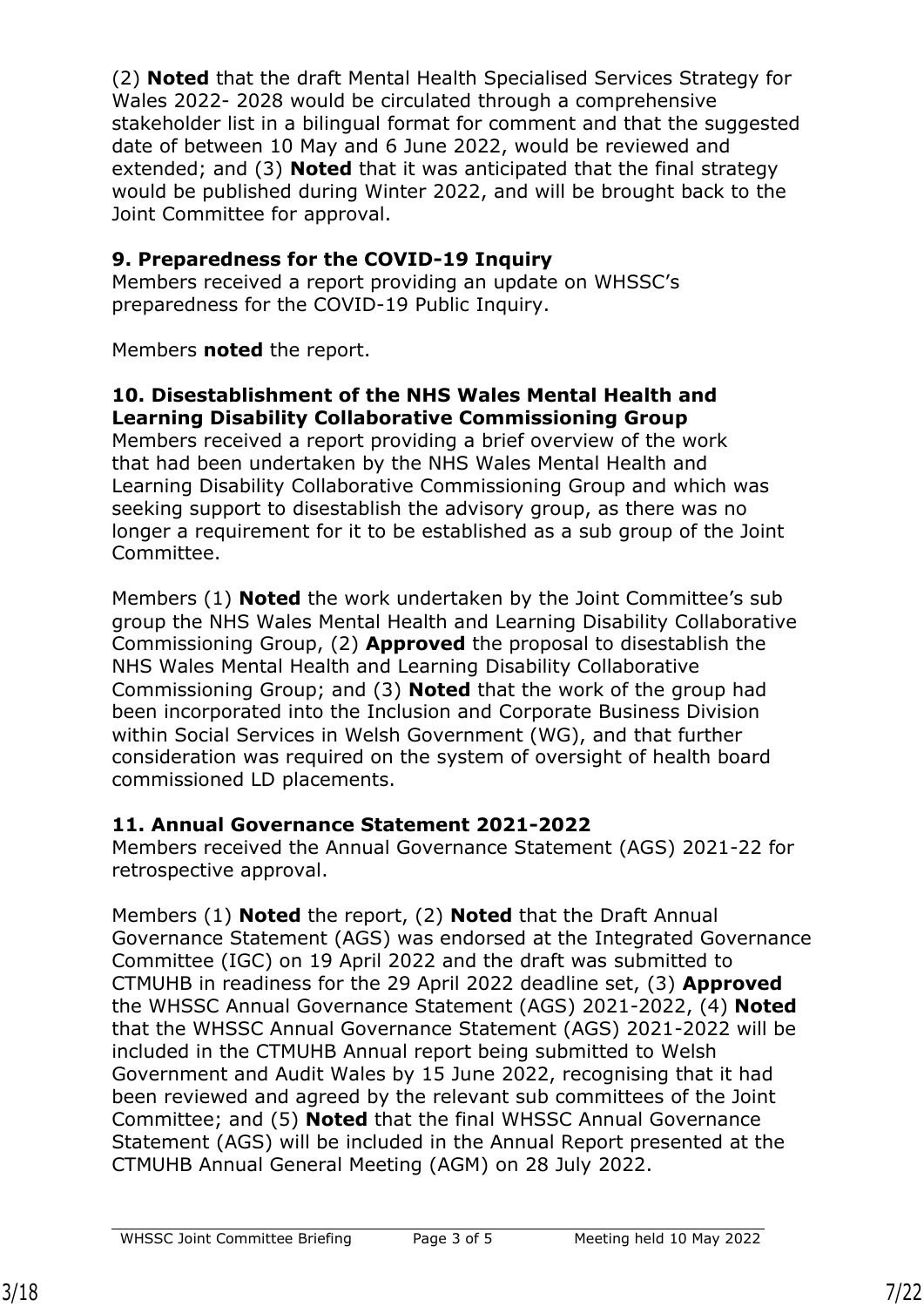(2) **Noted** that the draft Mental Health Specialised Services Strategy for Wales 2022- 2028 would be circulated through a comprehensive stakeholder list in a bilingual format for comment and that the suggested date of between 10 May and 6 June 2022, would be reviewed and extended; and (3) **Noted** that it was anticipated that the final strategy would be published during Winter 2022, and will be brought back to the Joint Committee for approval.

**9. Preparedness for the COVID-19 Inquiry**
Members received a report providing an update on WHSSC's preparedness for the COVID-19 Public Inquiry.

Members **noted** the report.

**10. Disestablishment of the NHS Wales Mental Health and Learning Disability Collaborative Commissioning Group**
Members received a report providing a brief overview of the work that had been undertaken by the NHS Wales Mental Health and Learning Disability Collaborative Commissioning Group and which was seeking support to disestablish the advisory group, as there was no longer a requirement for it to be established as a sub group of the Joint Committee.

Members (1) **Noted** the work undertaken by the Joint Committee's sub group the NHS Wales Mental Health and Learning Disability Collaborative Commissioning Group, (2) **Approved** the proposal to disestablish the NHS Wales Mental Health and Learning Disability Collaborative Commissioning Group; and (3) **Noted** that the work of the group had been incorporated into the Inclusion and Corporate Business Division within Social Services in Welsh Government (WG), and that further consideration was required on the system of oversight of health board commissioned LD placements.

**11. Annual Governance Statement 2021-2022**
Members received the Annual Governance Statement (AGS) 2021-22 for retrospective approval.

Members (1) **Noted** the report, (2) **Noted** that the Draft Annual Governance Statement (AGS) was endorsed at the Integrated Governance Committee (IGC) on 19 April 2022 and the draft was submitted to CTMUHB in readiness for the 29 April 2022 deadline set, (3) **Approved** the WHSSC Annual Governance Statement (AGS) 2021-2022, (4) **Noted** that the WHSSC Annual Governance Statement (AGS) 2021-2022 will be included in the CTMUHB Annual report being submitted to Welsh Government and Audit Wales by 15 June 2022, recognising that it had been reviewed and agreed by the relevant sub committees of the Joint Committee; and (5) **Noted** that the final WHSSC Annual Governance Statement (AGS) will be included in the Annual Report presented at the CTMUHB Annual General Meeting (AGM) on 28 July 2022.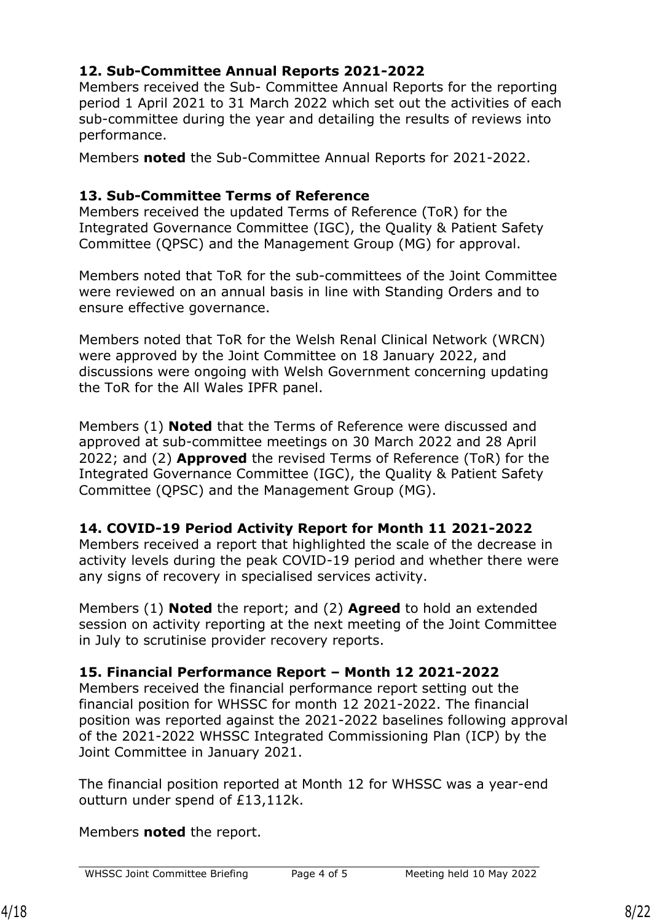**12. Sub-Committee Annual Reports 2021-2022**
Members received the Sub- Committee Annual Reports for the reporting period 1 April 2021 to 31 March 2022 which set out the activities of each sub-committee during the year and detailing the results of reviews into performance.

Members **noted** the Sub-Committee Annual Reports for 2021-2022.

**13. Sub-Committee Terms of Reference**
Members received the updated Terms of Reference (ToR) for the Integrated Governance Committee (IGC), the Quality & Patient Safety Committee (QPSC) and the Management Group (MG) for approval.

Members noted that ToR for the sub-committees of the Joint Committee were reviewed on an annual basis in line with Standing Orders and to ensure effective governance.

Members noted that ToR for the Welsh Renal Clinical Network (WRCN) were approved by the Joint Committee on 18 January 2022, and discussions were ongoing with Welsh Government concerning updating the ToR for the All Wales IPFR panel.

Members (1) **Noted** that the Terms of Reference were discussed and approved at sub-committee meetings on 30 March 2022 and 28 April 2022; and (2) **Approved** the revised Terms of Reference (ToR) for the Integrated Governance Committee (IGC), the Quality & Patient Safety Committee (QPSC) and the Management Group (MG).

**14. COVID-19 Period Activity Report for Month 11 2021-2022**
Members received a report that highlighted the scale of the decrease in activity levels during the peak COVID-19 period and whether there were any signs of recovery in specialised services activity.

Members (1) **Noted** the report; and (2) **Agreed** to hold an extended session on activity reporting at the next meeting of the Joint Committee in July to scrutinise provider recovery reports.

**15. Financial Performance Report – Month 12 2021-2022**
Members received the financial performance report setting out the financial position for WHSSC for month 12 2021-2022. The financial position was reported against the 2021-2022 baselines following approval of the 2021-2022 WHSSC Integrated Commissioning Plan (ICP) by the Joint Committee in January 2021.

The financial position reported at Month 12 for WHSSC was a year-end outturn under spend of £13,112k.

Members **noted** the report.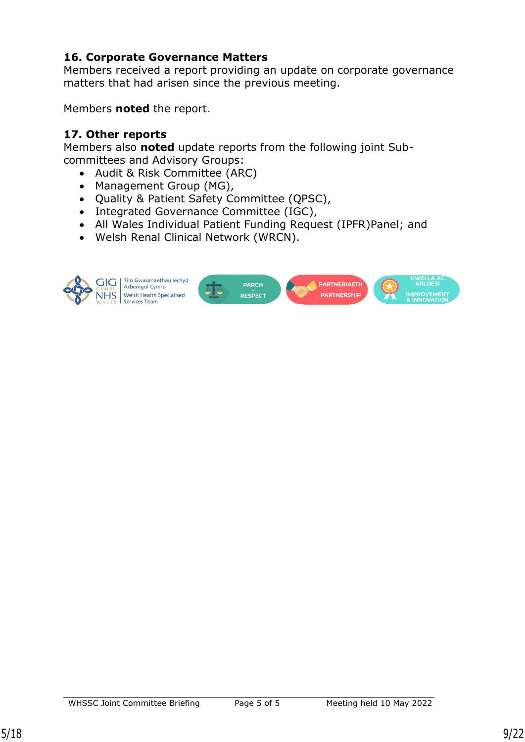## 16. Corporate Governance Matters

Members received a report providing an update on corporate governance matters that had arisen since the previous meeting.

Members **noted** the report.

## 17. Other reports

Members also **noted** update reports from the following joint Sub-committees and Advisory Groups:

- Audit & Risk Committee (ARC)
- Management Group (MG),
- Quality & Patient Safety Committee (QPSC),
- Integrated Governance Committee (IGC),
- All Wales Individual Patient Funding Request (IPFR)Panel; and
- Welsh Renal Clinical Network (WRCN).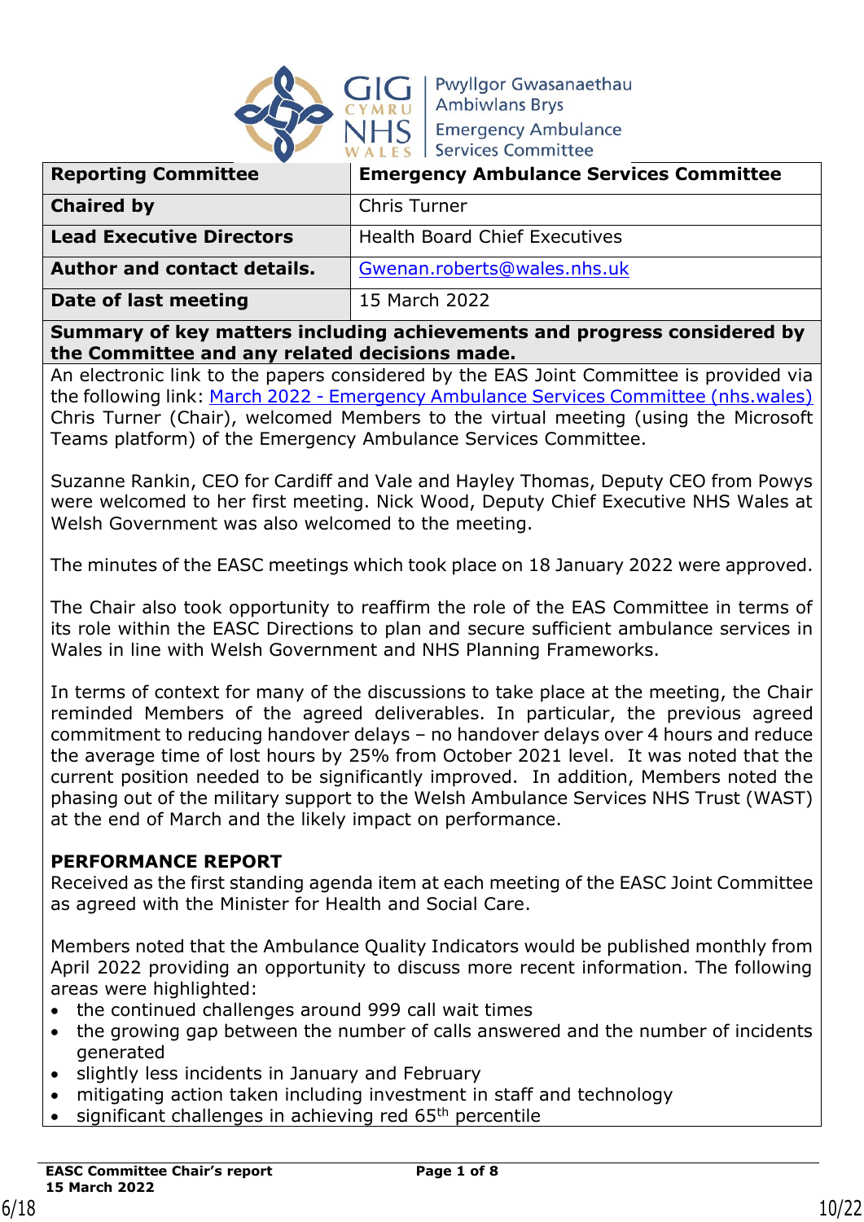Pwyllgor Gwasanaethau Ambiwlans Brys
Emergency Ambulance Services Committee

| **Reporting Committee** | **Emergency Ambulance Services Committee** |
| --- | --- |
| **Chaired by** | Chris Turner |
| **Lead Executive Directors** | Health Board Chief Executives |
| **Author and contact details.** | Gwenan.roberts@wales.nhs.uk |
| **Date of last meeting** | 15 March 2022 |

**Summary of key matters including achievements and progress considered by the Committee and any related decisions made.**

An electronic link to the papers considered by the EAS Joint Committee is provided via the following link: [March 2022 - Emergency Ambulance Services Committee (nhs.wales)]()
Chris Turner (Chair), welcomed Members to the virtual meeting (using the Microsoft Teams platform) of the Emergency Ambulance Services Committee.

Suzanne Rankin, CEO for Cardiff and Vale and Hayley Thomas, Deputy CEO from Powys were welcomed to her first meeting. Nick Wood, Deputy Chief Executive NHS Wales at Welsh Government was also welcomed to the meeting.

The minutes of the EASC meetings which took place on 18 January 2022 were approved.

The Chair also took opportunity to reaffirm the role of the EAS Committee in terms of its role within the EASC Directions to plan and secure sufficient ambulance services in Wales in line with Welsh Government and NHS Planning Frameworks.

In terms of context for many of the discussions to take place at the meeting, the Chair reminded Members of the agreed deliverables. In particular, the previous agreed commitment to reducing handover delays – no handover delays over 4 hours and reduce the average time of lost hours by 25% from October 2021 level. It was noted that the current position needed to be significantly improved. In addition, Members noted the phasing out of the military support to the Welsh Ambulance Services NHS Trust (WAST) at the end of March and the likely impact on performance.

**PERFORMANCE REPORT**
Received as the first standing agenda item at each meeting of the EASC Joint Committee as agreed with the Minister for Health and Social Care.

Members noted that the Ambulance Quality Indicators would be published monthly from April 2022 providing an opportunity to discuss more recent information. The following areas were highlighted:

- the continued challenges around 999 call wait times
- the growing gap between the number of calls answered and the number of incidents generated
- slightly less incidents in January and February
- mitigating action taken including investment in staff and technology
- significant challenges in achieving red 65th percentile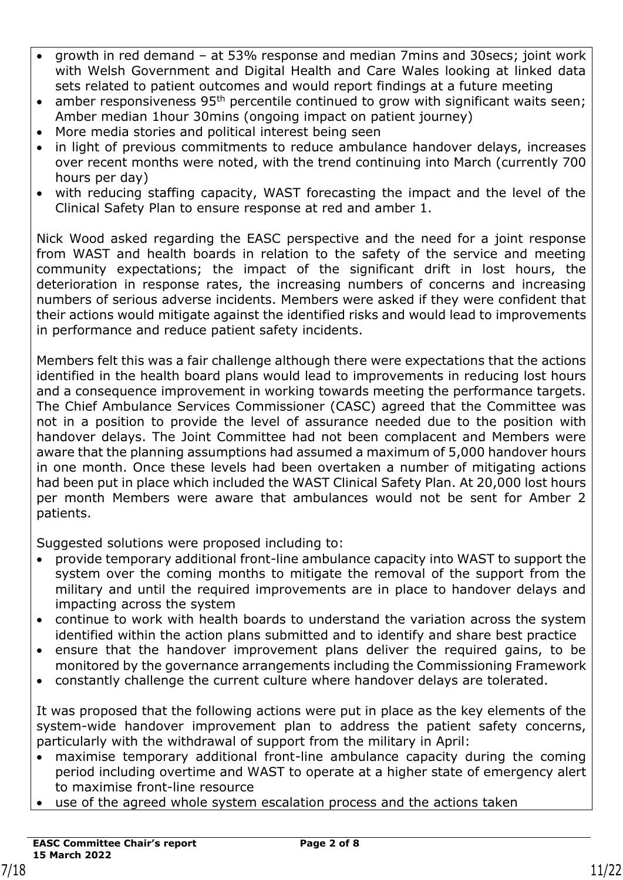- growth in red demand – at 53% response and median 7mins and 30secs; joint work with Welsh Government and Digital Health and Care Wales looking at linked data sets related to patient outcomes and would report findings at a future meeting
- amber responsiveness 95th percentile continued to grow with significant waits seen; Amber median 1hour 30mins (ongoing impact on patient journey)
- More media stories and political interest being seen
- in light of previous commitments to reduce ambulance handover delays, increases over recent months were noted, with the trend continuing into March (currently 700 hours per day)
- with reducing staffing capacity, WAST forecasting the impact and the level of the Clinical Safety Plan to ensure response at red and amber 1.

Nick Wood asked regarding the EASC perspective and the need for a joint response from WAST and health boards in relation to the safety of the service and meeting community expectations; the impact of the significant drift in lost hours, the deterioration in response rates, the increasing numbers of concerns and increasing numbers of serious adverse incidents. Members were asked if they were confident that their actions would mitigate against the identified risks and would lead to improvements in performance and reduce patient safety incidents.

Members felt this was a fair challenge although there were expectations that the actions identified in the health board plans would lead to improvements in reducing lost hours and a consequence improvement in working towards meeting the performance targets. The Chief Ambulance Services Commissioner (CASC) agreed that the Committee was not in a position to provide the level of assurance needed due to the position with handover delays. The Joint Committee had not been complacent and Members were aware that the planning assumptions had assumed a maximum of 5,000 handover hours in one month. Once these levels had been overtaken a number of mitigating actions had been put in place which included the WAST Clinical Safety Plan. At 20,000 lost hours per month Members were aware that ambulances would not be sent for Amber 2 patients.

Suggested solutions were proposed including to:

- provide temporary additional front-line ambulance capacity into WAST to support the system over the coming months to mitigate the removal of the support from the military and until the required improvements are in place to handover delays and impacting across the system
- continue to work with health boards to understand the variation across the system identified within the action plans submitted and to identify and share best practice
- ensure that the handover improvement plans deliver the required gains, to be monitored by the governance arrangements including the Commissioning Framework
- constantly challenge the current culture where handover delays are tolerated.

It was proposed that the following actions were put in place as the key elements of the system-wide handover improvement plan to address the patient safety concerns, particularly with the withdrawal of support from the military in April:

- maximise temporary additional front-line ambulance capacity during the coming period including overtime and WAST to operate at a higher state of emergency alert to maximise front-line resource
- use of the agreed whole system escalation process and the actions taken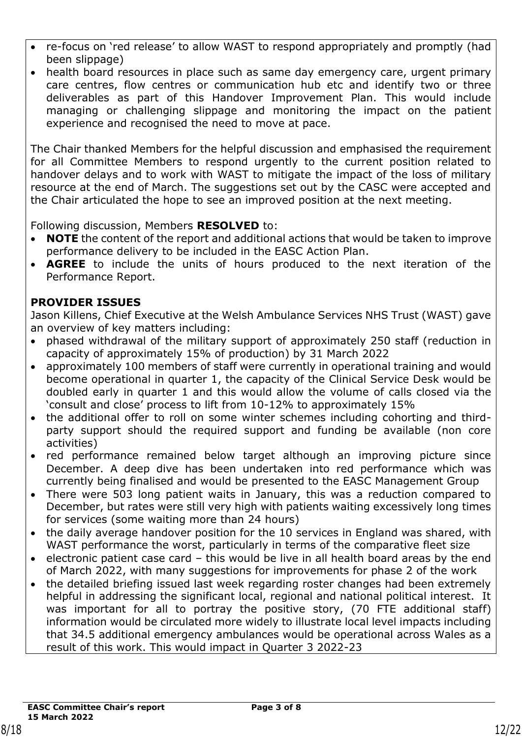- re-focus on 'red release' to allow WAST to respond appropriately and promptly (had been slippage)
- health board resources in place such as same day emergency care, urgent primary care centres, flow centres or communication hub etc and identify two or three deliverables as part of this Handover Improvement Plan. This would include managing or challenging slippage and monitoring the impact on the patient experience and recognised the need to move at pace.

The Chair thanked Members for the helpful discussion and emphasised the requirement for all Committee Members to respond urgently to the current position related to handover delays and to work with WAST to mitigate the impact of the loss of military resource at the end of March. The suggestions set out by the CASC were accepted and the Chair articulated the hope to see an improved position at the next meeting.

Following discussion, Members **RESOLVED** to:

- **NOTE** the content of the report and additional actions that would be taken to improve performance delivery to be included in the EASC Action Plan.
- **AGREE** to include the units of hours produced to the next iteration of the Performance Report.

**PROVIDER ISSUES**

Jason Killens, Chief Executive at the Welsh Ambulance Services NHS Trust (WAST) gave an overview of key matters including:

- phased withdrawal of the military support of approximately 250 staff (reduction in capacity of approximately 15% of production) by 31 March 2022
- approximately 100 members of staff were currently in operational training and would become operational in quarter 1, the capacity of the Clinical Service Desk would be doubled early in quarter 1 and this would allow the volume of calls closed via the 'consult and close' process to lift from 10-12% to approximately 15%
- the additional offer to roll on some winter schemes including cohorting and third-party support should the required support and funding be available (non core activities)
- red performance remained below target although an improving picture since December. A deep dive has been undertaken into red performance which was currently being finalised and would be presented to the EASC Management Group
- There were 503 long patient waits in January, this was a reduction compared to December, but rates were still very high with patients waiting excessively long times for services (some waiting more than 24 hours)
- the daily average handover position for the 10 services in England was shared, with WAST performance the worst, particularly in terms of the comparative fleet size
- electronic patient case card – this would be live in all health board areas by the end of March 2022, with many suggestions for improvements for phase 2 of the work
- the detailed briefing issued last week regarding roster changes had been extremely helpful in addressing the significant local, regional and national political interest. It was important for all to portray the positive story, (70 FTE additional staff) information would be circulated more widely to illustrate local level impacts including that 34.5 additional emergency ambulances would be operational across Wales as a result of this work. This would impact in Quarter 3 2022-23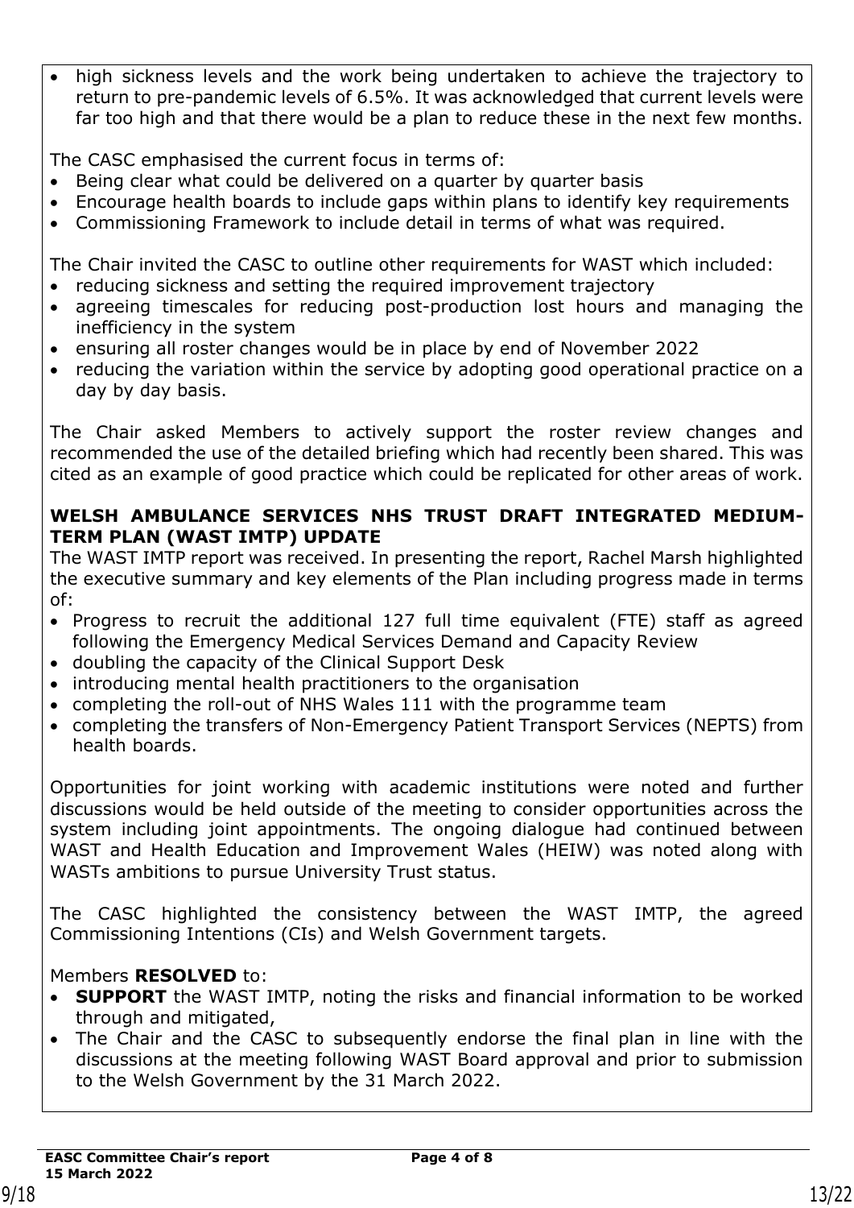- high sickness levels and the work being undertaken to achieve the trajectory to return to pre-pandemic levels of 6.5%. It was acknowledged that current levels were far too high and that there would be a plan to reduce these in the next few months.

The CASC emphasised the current focus in terms of:

- Being clear what could be delivered on a quarter by quarter basis
- Encourage health boards to include gaps within plans to identify key requirements
- Commissioning Framework to include detail in terms of what was required.

The Chair invited the CASC to outline other requirements for WAST which included:

- reducing sickness and setting the required improvement trajectory
- agreeing timescales for reducing post-production lost hours and managing the inefficiency in the system
- ensuring all roster changes would be in place by end of November 2022
- reducing the variation within the service by adopting good operational practice on a day by day basis.

The Chair asked Members to actively support the roster review changes and recommended the use of the detailed briefing which had recently been shared. This was cited as an example of good practice which could be replicated for other areas of work.

**WELSH AMBULANCE SERVICES NHS TRUST DRAFT INTEGRATED MEDIUM-TERM PLAN (WAST IMTP) UPDATE**

The WAST IMTP report was received. In presenting the report, Rachel Marsh highlighted the executive summary and key elements of the Plan including progress made in terms of:

- Progress to recruit the additional 127 full time equivalent (FTE) staff as agreed following the Emergency Medical Services Demand and Capacity Review
- doubling the capacity of the Clinical Support Desk
- introducing mental health practitioners to the organisation
- completing the roll-out of NHS Wales 111 with the programme team
- completing the transfers of Non-Emergency Patient Transport Services (NEPTS) from health boards.

Opportunities for joint working with academic institutions were noted and further discussions would be held outside of the meeting to consider opportunities across the system including joint appointments. The ongoing dialogue had continued between WAST and Health Education and Improvement Wales (HEIW) was noted along with WASTs ambitions to pursue University Trust status.

The CASC highlighted the consistency between the WAST IMTP, the agreed Commissioning Intentions (CIs) and Welsh Government targets.

Members **RESOLVED** to:

- **SUPPORT** the WAST IMTP, noting the risks and financial information to be worked through and mitigated,
- The Chair and the CASC to subsequently endorse the final plan in line with the discussions at the meeting following WAST Board approval and prior to submission to the Welsh Government by the 31 March 2022.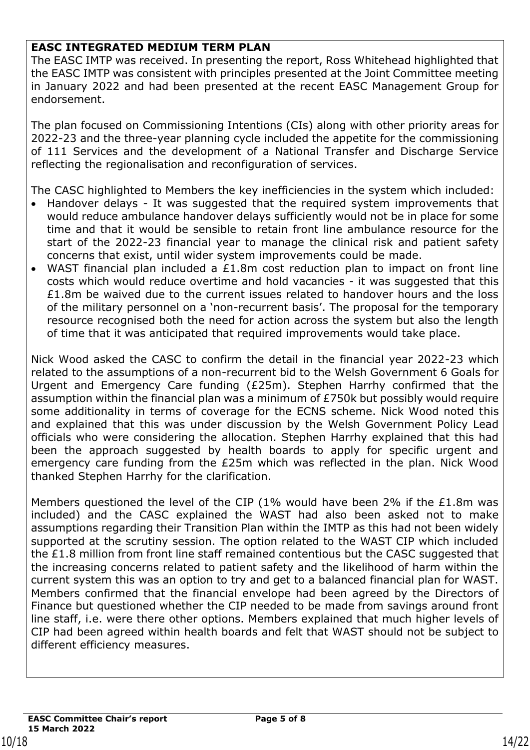**EASC INTEGRATED MEDIUM TERM PLAN**

The EASC IMTP was received. In presenting the report, Ross Whitehead highlighted that the EASC IMTP was consistent with principles presented at the Joint Committee meeting in January 2022 and had been presented at the recent EASC Management Group for endorsement.

The plan focused on Commissioning Intentions (CIs) along with other priority areas for 2022-23 and the three-year planning cycle included the appetite for the commissioning of 111 Services and the development of a National Transfer and Discharge Service reflecting the regionalisation and reconfiguration of services.

The CASC highlighted to Members the key inefficiencies in the system which included:

- Handover delays - It was suggested that the required system improvements that would reduce ambulance handover delays sufficiently would not be in place for some time and that it would be sensible to retain front line ambulance resource for the start of the 2022-23 financial year to manage the clinical risk and patient safety concerns that exist, until wider system improvements could be made.
- WAST financial plan included a £1.8m cost reduction plan to impact on front line costs which would reduce overtime and hold vacancies - it was suggested that this £1.8m be waived due to the current issues related to handover hours and the loss of the military personnel on a 'non-recurrent basis'. The proposal for the temporary resource recognised both the need for action across the system but also the length of time that it was anticipated that required improvements would take place.

Nick Wood asked the CASC to confirm the detail in the financial year 2022-23 which related to the assumptions of a non-recurrent bid to the Welsh Government 6 Goals for Urgent and Emergency Care funding (£25m). Stephen Harrhy confirmed that the assumption within the financial plan was a minimum of £750k but possibly would require some additionality in terms of coverage for the ECNS scheme. Nick Wood noted this and explained that this was under discussion by the Welsh Government Policy Lead officials who were considering the allocation. Stephen Harrhy explained that this had been the approach suggested by health boards to apply for specific urgent and emergency care funding from the £25m which was reflected in the plan. Nick Wood thanked Stephen Harrhy for the clarification.

Members questioned the level of the CIP (1% would have been 2% if the £1.8m was included) and the CASC explained the WAST had also been asked not to make assumptions regarding their Transition Plan within the IMTP as this had not been widely supported at the scrutiny session. The option related to the WAST CIP which included the £1.8 million from front line staff remained contentious but the CASC suggested that the increasing concerns related to patient safety and the likelihood of harm within the current system this was an option to try and get to a balanced financial plan for WAST. Members confirmed that the financial envelope had been agreed by the Directors of Finance but questioned whether the CIP needed to be made from savings around front line staff, i.e. were there other options. Members explained that much higher levels of CIP had been agreed within health boards and felt that WAST should not be subject to different efficiency measures.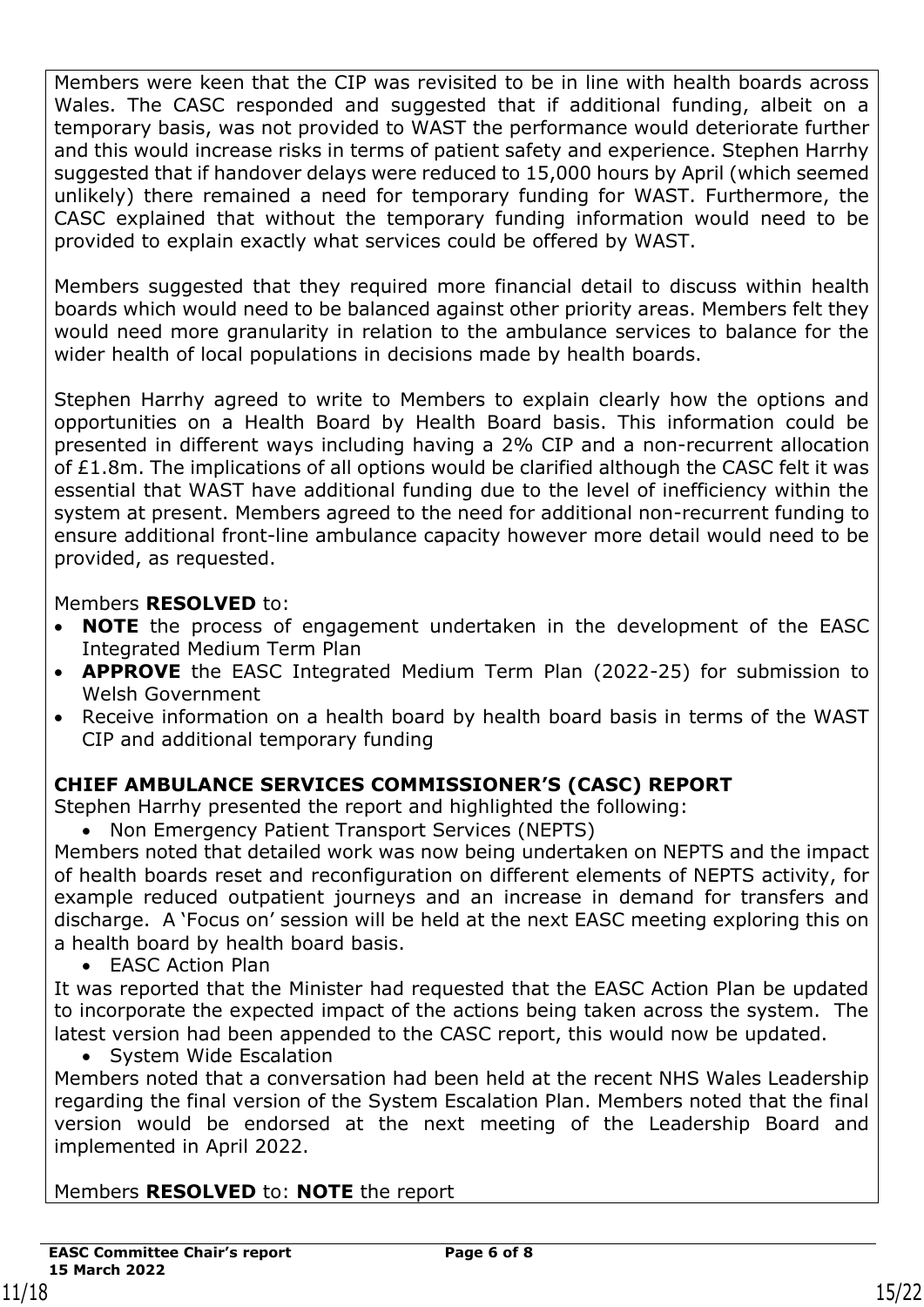Members were keen that the CIP was revisited to be in line with health boards across Wales. The CASC responded and suggested that if additional funding, albeit on a temporary basis, was not provided to WAST the performance would deteriorate further and this would increase risks in terms of patient safety and experience. Stephen Harrhy suggested that if handover delays were reduced to 15,000 hours by April (which seemed unlikely) there remained a need for temporary funding for WAST. Furthermore, the CASC explained that without the temporary funding information would need to be provided to explain exactly what services could be offered by WAST.

Members suggested that they required more financial detail to discuss within health boards which would need to be balanced against other priority areas. Members felt they would need more granularity in relation to the ambulance services to balance for the wider health of local populations in decisions made by health boards.

Stephen Harrhy agreed to write to Members to explain clearly how the options and opportunities on a Health Board by Health Board basis. This information could be presented in different ways including having a 2% CIP and a non-recurrent allocation of £1.8m. The implications of all options would be clarified although the CASC felt it was essential that WAST have additional funding due to the level of inefficiency within the system at present. Members agreed to the need for additional non-recurrent funding to ensure additional front-line ambulance capacity however more detail would need to be provided, as requested.

Members **RESOLVED** to:

- **NOTE** the process of engagement undertaken in the development of the EASC Integrated Medium Term Plan
- **APPROVE** the EASC Integrated Medium Term Plan (2022-25) for submission to Welsh Government
- Receive information on a health board by health board basis in terms of the WAST CIP and additional temporary funding

**CHIEF AMBULANCE SERVICES COMMISSIONER'S (CASC) REPORT**

Stephen Harrhy presented the report and highlighted the following:

- Non Emergency Patient Transport Services (NEPTS)

Members noted that detailed work was now being undertaken on NEPTS and the impact of health boards reset and reconfiguration on different elements of NEPTS activity, for example reduced outpatient journeys and an increase in demand for transfers and discharge. A 'Focus on' session will be held at the next EASC meeting exploring this on a health board by health board basis.

- EASC Action Plan

It was reported that the Minister had requested that the EASC Action Plan be updated to incorporate the expected impact of the actions being taken across the system. The latest version had been appended to the CASC report, this would now be updated.

- System Wide Escalation

Members noted that a conversation had been held at the recent NHS Wales Leadership regarding the final version of the System Escalation Plan. Members noted that the final version would be endorsed at the next meeting of the Leadership Board and implemented in April 2022.

Members **RESOLVED** to: **NOTE** the report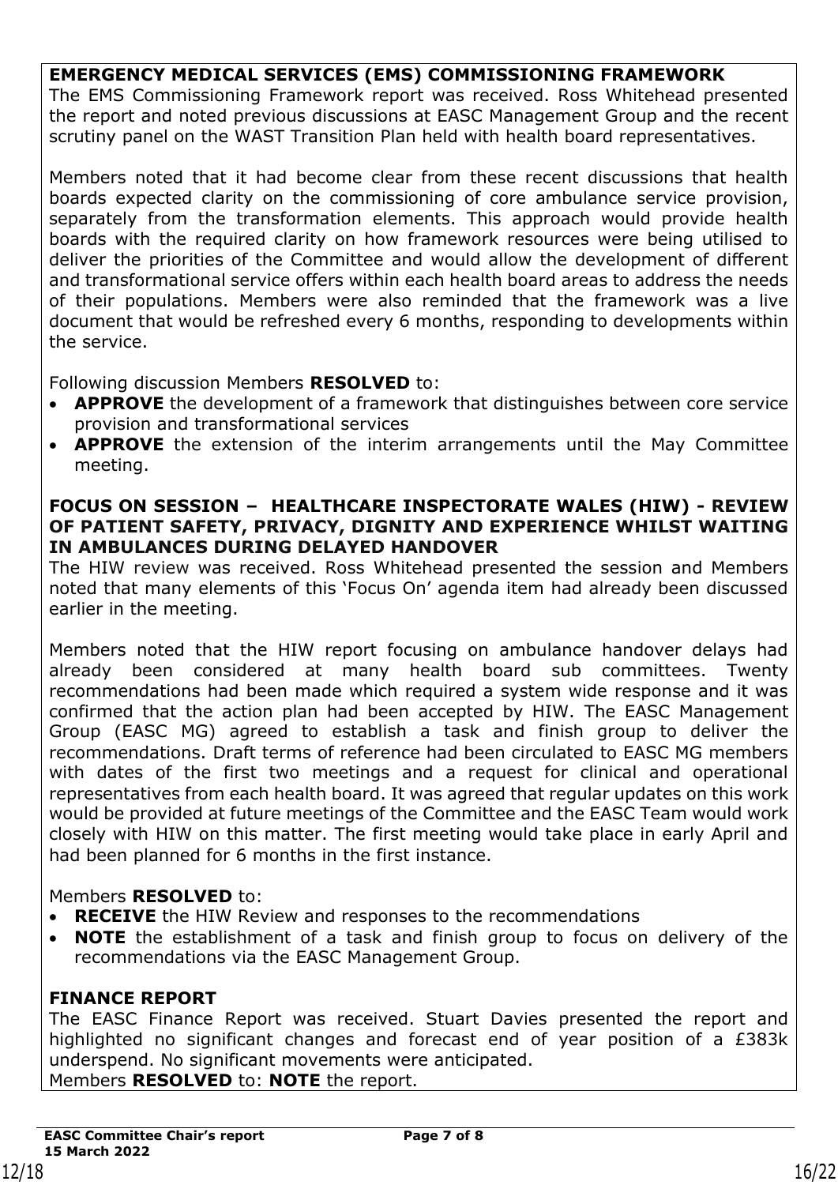**EMERGENCY MEDICAL SERVICES (EMS) COMMISSIONING FRAMEWORK**

The EMS Commissioning Framework report was received. Ross Whitehead presented the report and noted previous discussions at EASC Management Group and the recent scrutiny panel on the WAST Transition Plan held with health board representatives.

Members noted that it had become clear from these recent discussions that health boards expected clarity on the commissioning of core ambulance service provision, separately from the transformation elements. This approach would provide health boards with the required clarity on how framework resources were being utilised to deliver the priorities of the Committee and would allow the development of different and transformational service offers within each health board areas to address the needs of their populations. Members were also reminded that the framework was a live document that would be refreshed every 6 months, responding to developments within the service.

Following discussion Members **RESOLVED** to:

- **APPROVE** the development of a framework that distinguishes between core service provision and transformational services
- **APPROVE** the extension of the interim arrangements until the May Committee meeting.

**FOCUS ON SESSION – HEALTHCARE INSPECTORATE WALES (HIW) - REVIEW OF PATIENT SAFETY, PRIVACY, DIGNITY AND EXPERIENCE WHILST WAITING IN AMBULANCES DURING DELAYED HANDOVER**

The HIW review was received. Ross Whitehead presented the session and Members noted that many elements of this 'Focus On' agenda item had already been discussed earlier in the meeting.

Members noted that the HIW report focusing on ambulance handover delays had already been considered at many health board sub committees. Twenty recommendations had been made which required a system wide response and it was confirmed that the action plan had been accepted by HIW. The EASC Management Group (EASC MG) agreed to establish a task and finish group to deliver the recommendations. Draft terms of reference had been circulated to EASC MG members with dates of the first two meetings and a request for clinical and operational representatives from each health board. It was agreed that regular updates on this work would be provided at future meetings of the Committee and the EASC Team would work closely with HIW on this matter. The first meeting would take place in early April and had been planned for 6 months in the first instance.

Members **RESOLVED** to:

- **RECEIVE** the HIW Review and responses to the recommendations
- **NOTE** the establishment of a task and finish group to focus on delivery of the recommendations via the EASC Management Group.

**FINANCE REPORT**

The EASC Finance Report was received. Stuart Davies presented the report and highlighted no significant changes and forecast end of year position of a £383k underspend. No significant movements were anticipated.

Members **RESOLVED** to: **NOTE** the report.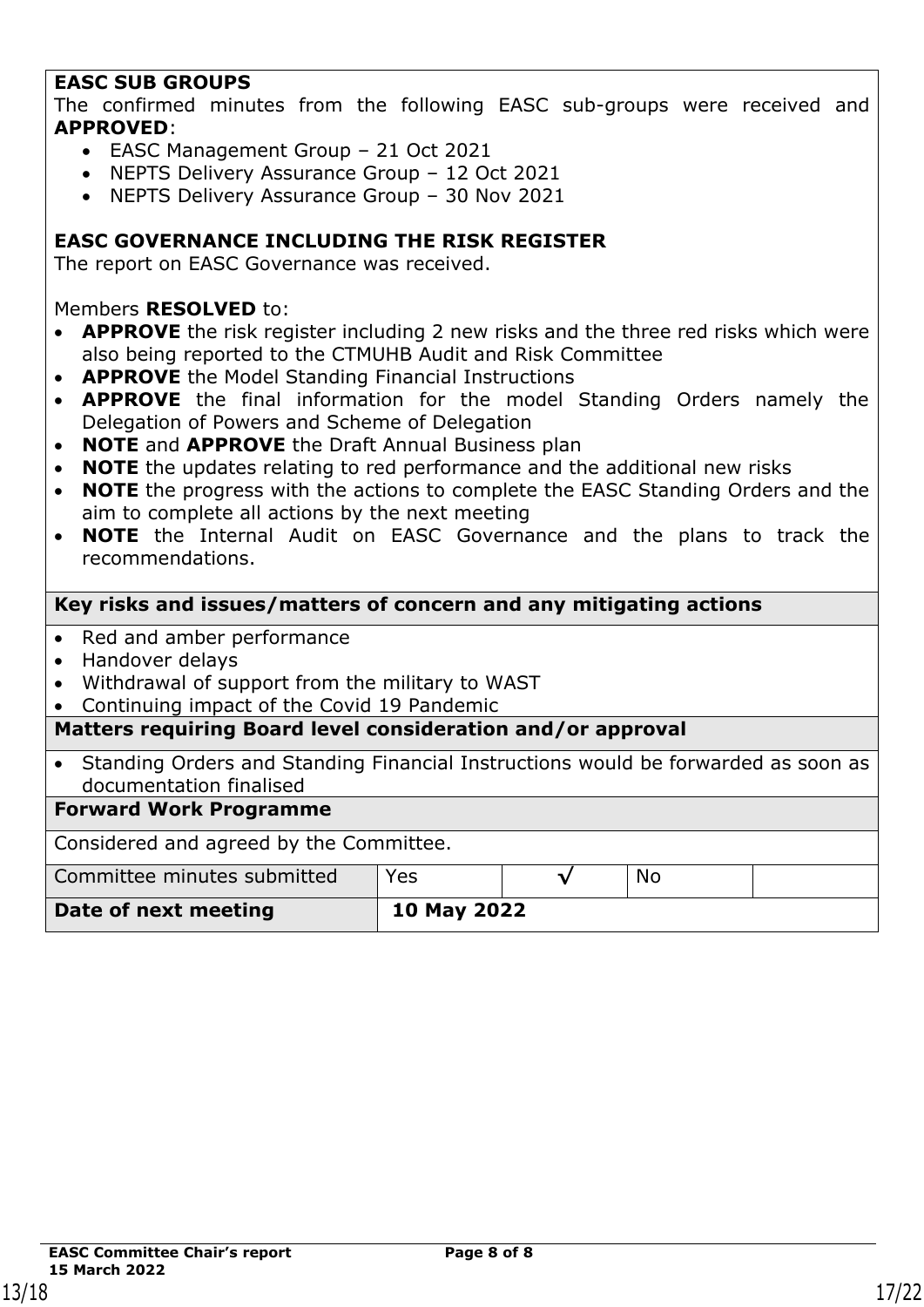**EASC SUB GROUPS**

The confirmed minutes from the following EASC sub-groups were received and **APPROVED**:

- EASC Management Group – 21 Oct 2021
- NEPTS Delivery Assurance Group – 12 Oct 2021
- NEPTS Delivery Assurance Group – 30 Nov 2021

**EASC GOVERNANCE INCLUDING THE RISK REGISTER**

The report on EASC Governance was received.

Members **RESOLVED** to:

- **APPROVE** the risk register including 2 new risks and the three red risks which were also being reported to the CTMUHB Audit and Risk Committee
- **APPROVE** the Model Standing Financial Instructions
- **APPROVE** the final information for the model Standing Orders namely the Delegation of Powers and Scheme of Delegation
- **NOTE** and **APPROVE** the Draft Annual Business plan
- **NOTE** the updates relating to red performance and the additional new risks
- **NOTE** the progress with the actions to complete the EASC Standing Orders and the aim to complete all actions by the next meeting
- **NOTE** the Internal Audit on EASC Governance and the plans to track the recommendations.

**Key risks and issues/matters of concern and any mitigating actions**

- Red and amber performance
- Handover delays
- Withdrawal of support from the military to WAST
- Continuing impact of the Covid 19 Pandemic

**Matters requiring Board level consideration and/or approval**

- Standing Orders and Standing Financial Instructions would be forwarded as soon as documentation finalised

**Forward Work Programme**

Considered and agreed by the Committee.

| Committee minutes submitted | Yes | √ | No | |
|---|---|---|---|---|
| **Date of next meeting** | **10 May 2022** | | | |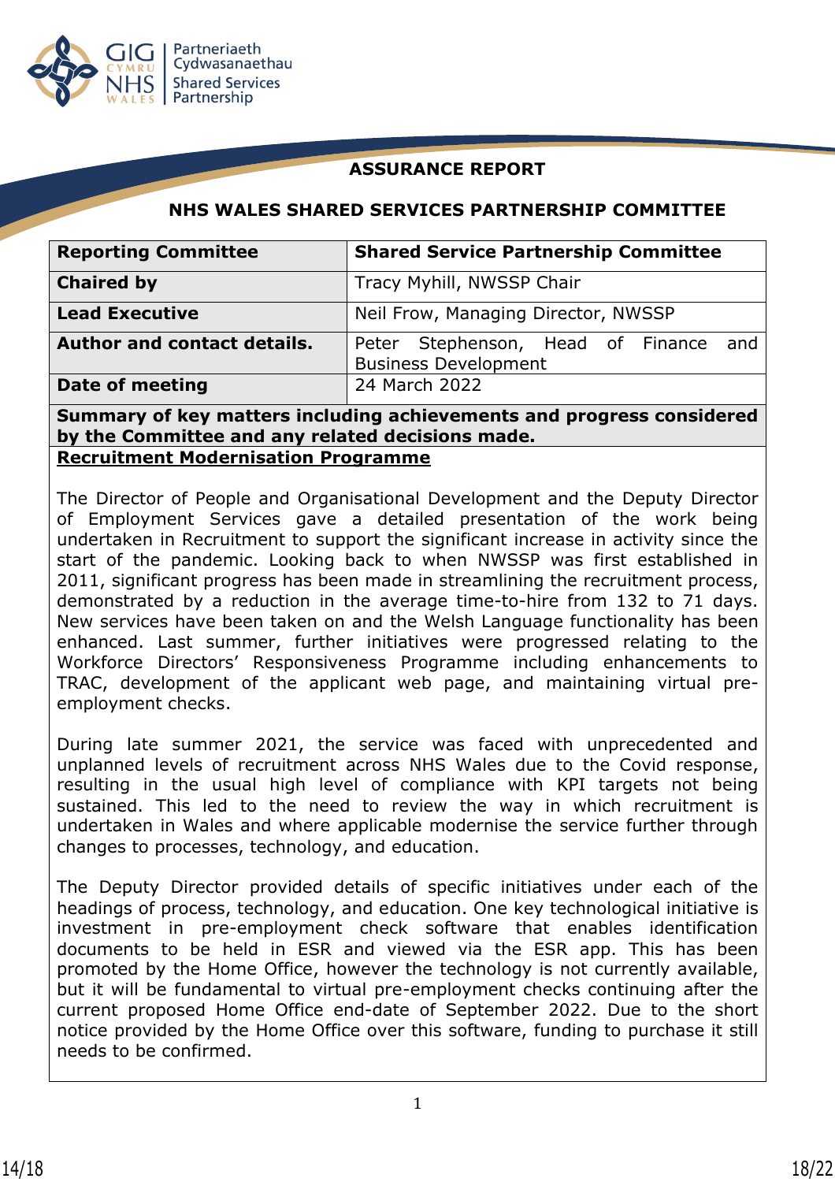**ASSURANCE REPORT**

**NHS WALES SHARED SERVICES PARTNERSHIP COMMITTEE**

| **Reporting Committee** | **Shared Service Partnership Committee** |
|---|---|
| **Chaired by** | Tracy Myhill, NWSSP Chair |
| **Lead Executive** | Neil Frow, Managing Director, NWSSP |
| **Author and contact details.** | Peter Stephenson, Head of Finance and Business Development |
| **Date of meeting** | 24 March 2022 |

**Summary of key matters including achievements and progress considered by the Committee and any related decisions made.**

**Recruitment Modernisation Programme**

The Director of People and Organisational Development and the Deputy Director of Employment Services gave a detailed presentation of the work being undertaken in Recruitment to support the significant increase in activity since the start of the pandemic. Looking back to when NWSSP was first established in 2011, significant progress has been made in streamlining the recruitment process, demonstrated by a reduction in the average time-to-hire from 132 to 71 days. New services have been taken on and the Welsh Language functionality has been enhanced. Last summer, further initiatives were progressed relating to the Workforce Directors' Responsiveness Programme including enhancements to TRAC, development of the applicant web page, and maintaining virtual pre-employment checks.

During late summer 2021, the service was faced with unprecedented and unplanned levels of recruitment across NHS Wales due to the Covid response, resulting in the usual high level of compliance with KPI targets not being sustained. This led to the need to review the way in which recruitment is undertaken in Wales and where applicable modernise the service further through changes to processes, technology, and education.

The Deputy Director provided details of specific initiatives under each of the headings of process, technology, and education. One key technological initiative is investment in pre-employment check software that enables identification documents to be held in ESR and viewed via the ESR app. This has been promoted by the Home Office, however the technology is not currently available, but it will be fundamental to virtual pre-employment checks continuing after the current proposed Home Office end-date of September 2022. Due to the short notice provided by the Home Office over this software, funding to purchase it still needs to be confirmed.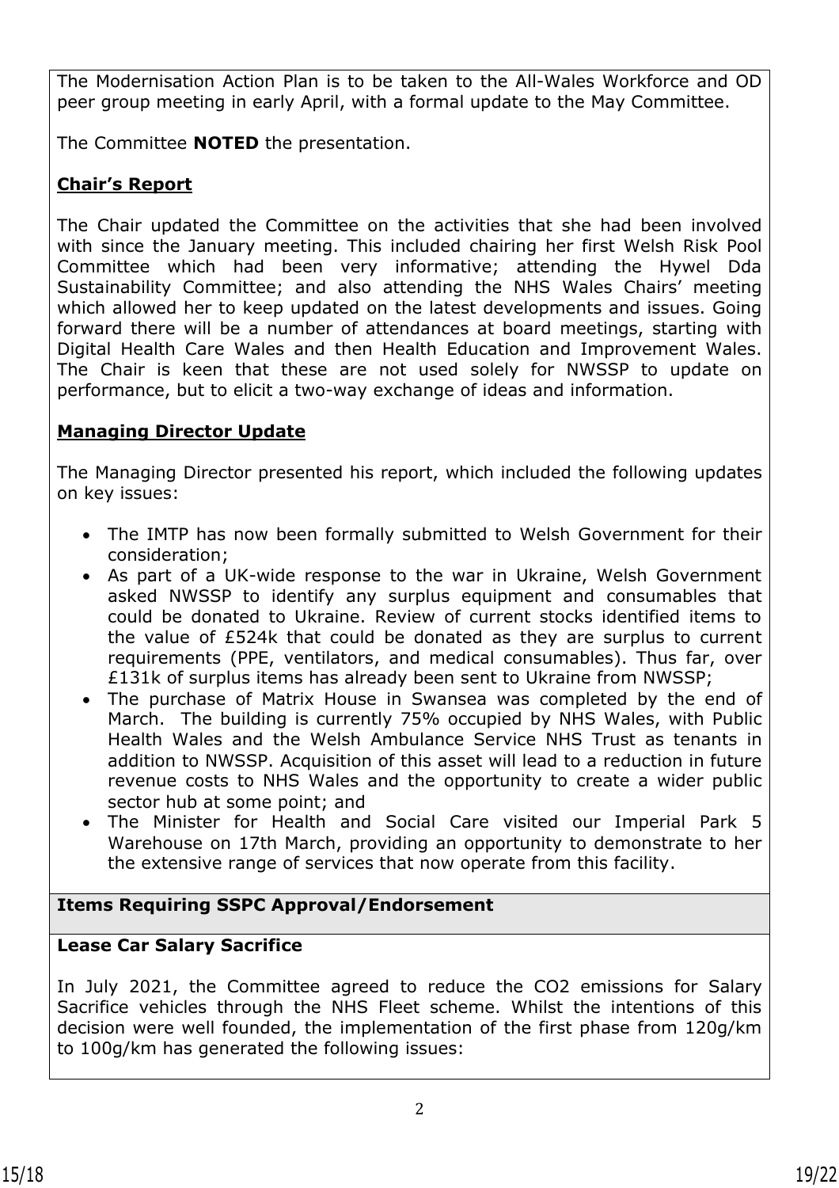The Modernisation Action Plan is to be taken to the All-Wales Workforce and OD peer group meeting in early April, with a formal update to the May Committee.

The Committee **NOTED** the presentation.

**Chair's Report**

The Chair updated the Committee on the activities that she had been involved with since the January meeting. This included chairing her first Welsh Risk Pool Committee which had been very informative; attending the Hywel Dda Sustainability Committee; and also attending the NHS Wales Chairs' meeting which allowed her to keep updated on the latest developments and issues. Going forward there will be a number of attendances at board meetings, starting with Digital Health Care Wales and then Health Education and Improvement Wales. The Chair is keen that these are not used solely for NWSSP to update on performance, but to elicit a two-way exchange of ideas and information.

**Managing Director Update**

The Managing Director presented his report, which included the following updates on key issues:

- The IMTP has now been formally submitted to Welsh Government for their consideration;
- As part of a UK-wide response to the war in Ukraine, Welsh Government asked NWSSP to identify any surplus equipment and consumables that could be donated to Ukraine. Review of current stocks identified items to the value of £524k that could be donated as they are surplus to current requirements (PPE, ventilators, and medical consumables). Thus far, over £131k of surplus items has already been sent to Ukraine from NWSSP;
- The purchase of Matrix House in Swansea was completed by the end of March. The building is currently 75% occupied by NHS Wales, with Public Health Wales and the Welsh Ambulance Service NHS Trust as tenants in addition to NWSSP. Acquisition of this asset will lead to a reduction in future revenue costs to NHS Wales and the opportunity to create a wider public sector hub at some point; and
- The Minister for Health and Social Care visited our Imperial Park 5 Warehouse on 17th March, providing an opportunity to demonstrate to her the extensive range of services that now operate from this facility.

**Items Requiring SSPC Approval/Endorsement**

**Lease Car Salary Sacrifice**

In July 2021, the Committee agreed to reduce the $CO_2$ emissions for Salary Sacrifice vehicles through the NHS Fleet scheme. Whilst the intentions of this decision were well founded, the implementation of the first phase from 120g/km to 100g/km has generated the following issues: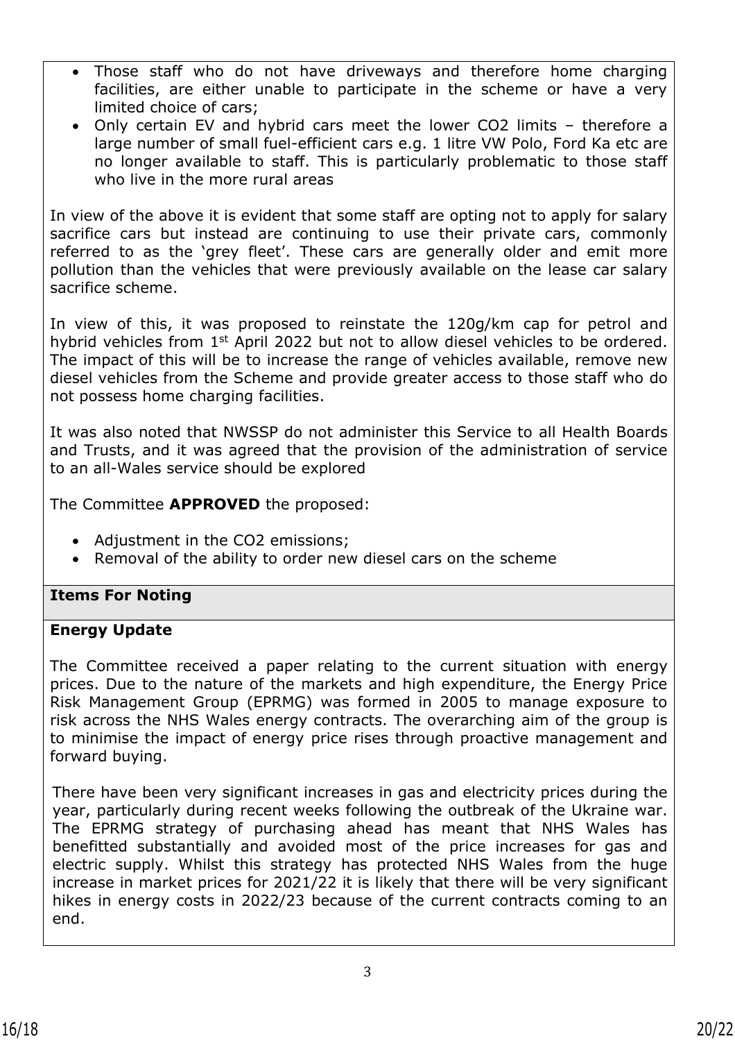- Those staff who do not have driveways and therefore home charging facilities, are either unable to participate in the scheme or have a very limited choice of cars;
- Only certain EV and hybrid cars meet the lower $CO_2$ limits – therefore a large number of small fuel-efficient cars e.g. 1 litre VW Polo, Ford Ka etc are no longer available to staff. This is particularly problematic to those staff who live in the more rural areas

In view of the above it is evident that some staff are opting not to apply for salary sacrifice cars but instead are continuing to use their private cars, commonly referred to as the 'grey fleet'. These cars are generally older and emit more pollution than the vehicles that were previously available on the lease car salary sacrifice scheme.

In view of this, it was proposed to reinstate the 120g/km cap for petrol and hybrid vehicles from 1st April 2022 but not to allow diesel vehicles to be ordered. The impact of this will be to increase the range of vehicles available, remove new diesel vehicles from the Scheme and provide greater access to those staff who do not possess home charging facilities.

It was also noted that NWSSP do not administer this Service to all Health Boards and Trusts, and it was agreed that the provision of the administration of service to an all-Wales service should be explored

The Committee **APPROVED** the proposed:

- Adjustment in the $CO_2$ emissions;
- Removal of the ability to order new diesel cars on the scheme

**Items For Noting**

**Energy Update**

The Committee received a paper relating to the current situation with energy prices. Due to the nature of the markets and high expenditure, the Energy Price Risk Management Group (EPRMG) was formed in 2005 to manage exposure to risk across the NHS Wales energy contracts. The overarching aim of the group is to minimise the impact of energy price rises through proactive management and forward buying.

There have been very significant increases in gas and electricity prices during the year, particularly during recent weeks following the outbreak of the Ukraine war. The EPRMG strategy of purchasing ahead has meant that NHS Wales has benefitted substantially and avoided most of the price increases for gas and electric supply. Whilst this strategy has protected NHS Wales from the huge increase in market prices for 2021/22 it is likely that there will be very significant hikes in energy costs in 2022/23 because of the current contracts coming to an end.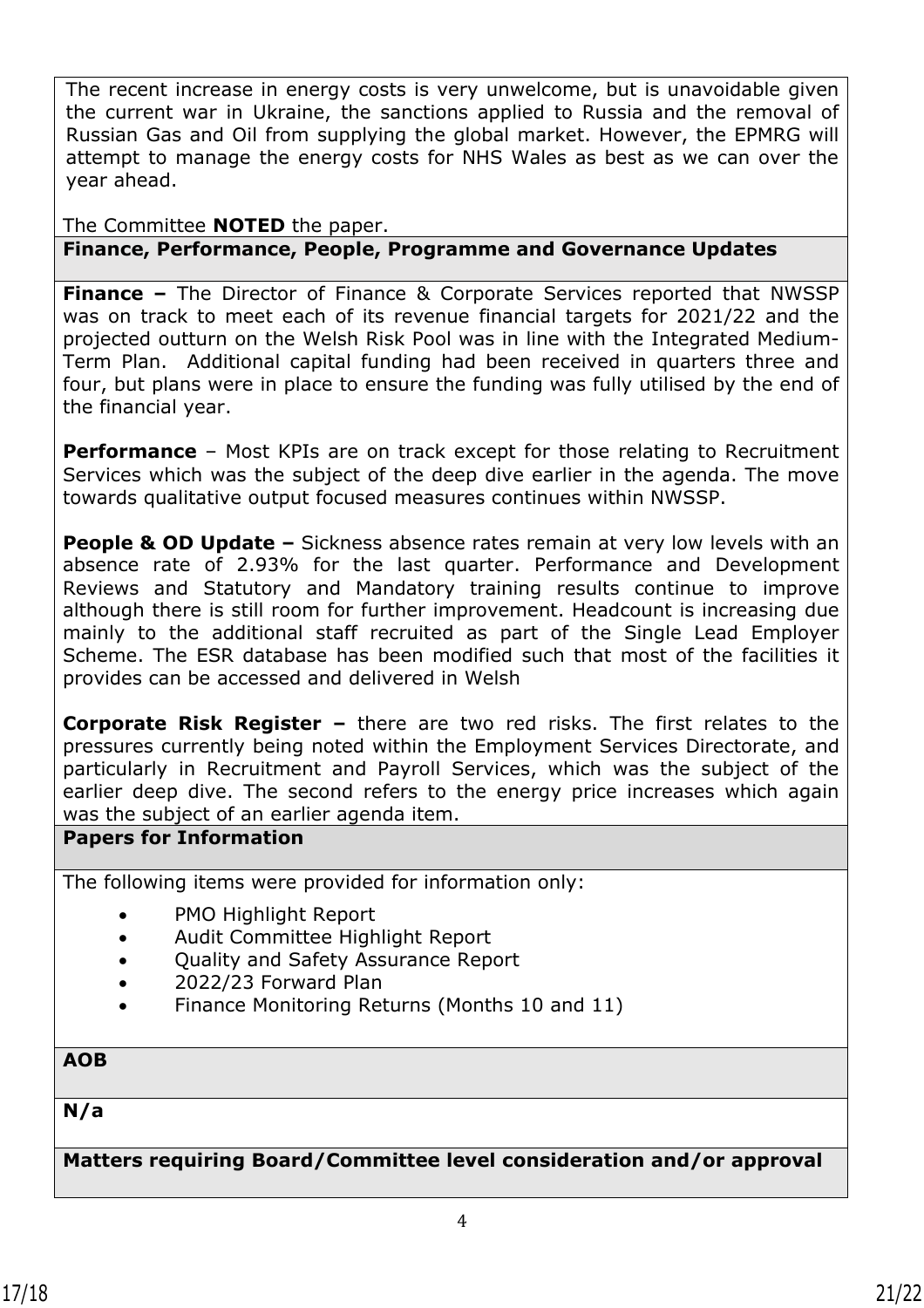The recent increase in energy costs is very unwelcome, but is unavoidable given the current war in Ukraine, the sanctions applied to Russia and the removal of Russian Gas and Oil from supplying the global market. However, the EPMRG will attempt to manage the energy costs for NHS Wales as best as we can over the year ahead.

The Committee **NOTED** the paper.

**Finance, Performance, People, Programme and Governance Updates**

**Finance –** The Director of Finance & Corporate Services reported that NWSSP was on track to meet each of its revenue financial targets for 2021/22 and the projected outturn on the Welsh Risk Pool was in line with the Integrated Medium-Term Plan. Additional capital funding had been received in quarters three and four, but plans were in place to ensure the funding was fully utilised by the end of the financial year.

**Performance** – Most KPIs are on track except for those relating to Recruitment Services which was the subject of the deep dive earlier in the agenda. The move towards qualitative output focused measures continues within NWSSP.

**People & OD Update –** Sickness absence rates remain at very low levels with an absence rate of 2.93% for the last quarter. Performance and Development Reviews and Statutory and Mandatory training results continue to improve although there is still room for further improvement. Headcount is increasing due mainly to the additional staff recruited as part of the Single Lead Employer Scheme. The ESR database has been modified such that most of the facilities it provides can be accessed and delivered in Welsh

**Corporate Risk Register –** there are two red risks. The first relates to the pressures currently being noted within the Employment Services Directorate, and particularly in Recruitment and Payroll Services, which was the subject of the earlier deep dive. The second refers to the energy price increases which again was the subject of an earlier agenda item.

**Papers for Information**

The following items were provided for information only:

- PMO Highlight Report
- Audit Committee Highlight Report
- Quality and Safety Assurance Report
- 2022/23 Forward Plan
- Finance Monitoring Returns (Months 10 and 11)

**AOB**

**N/a**

**Matters requiring Board/Committee level consideration and/or approval**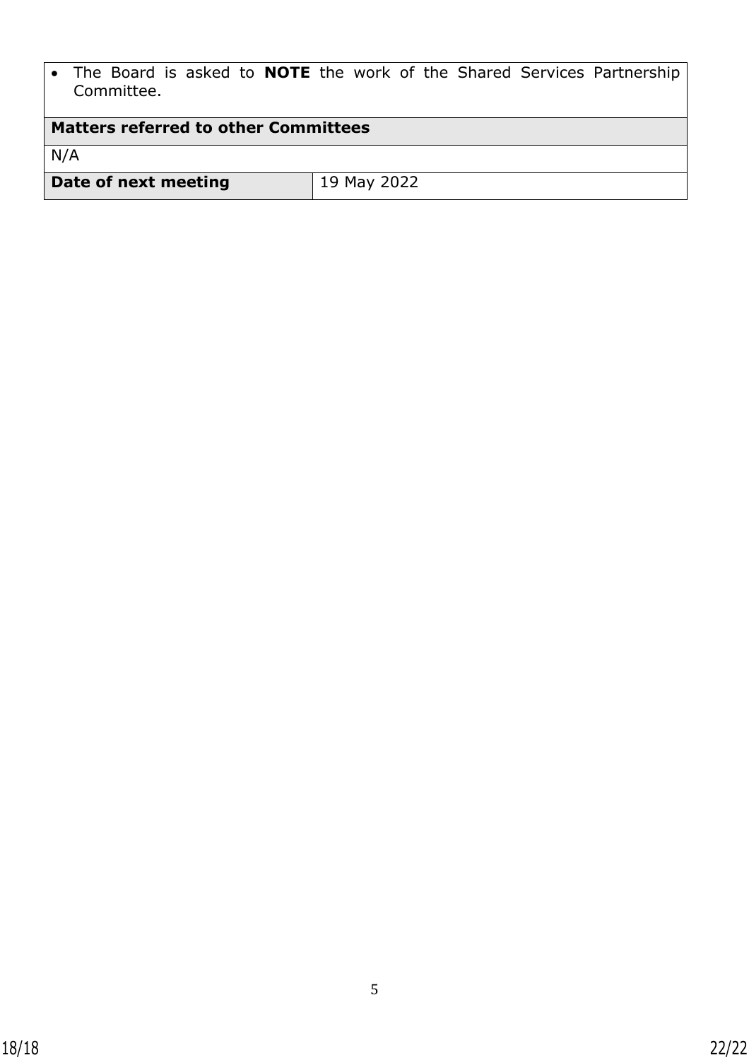| | |
|---|---|
| • The Board is asked to **NOTE** the work of the Shared Services Partnership Committee. | |
| **Matters referred to other Committees** | |
| N/A | |
| **Date of next meeting** | 19 May 2022 |